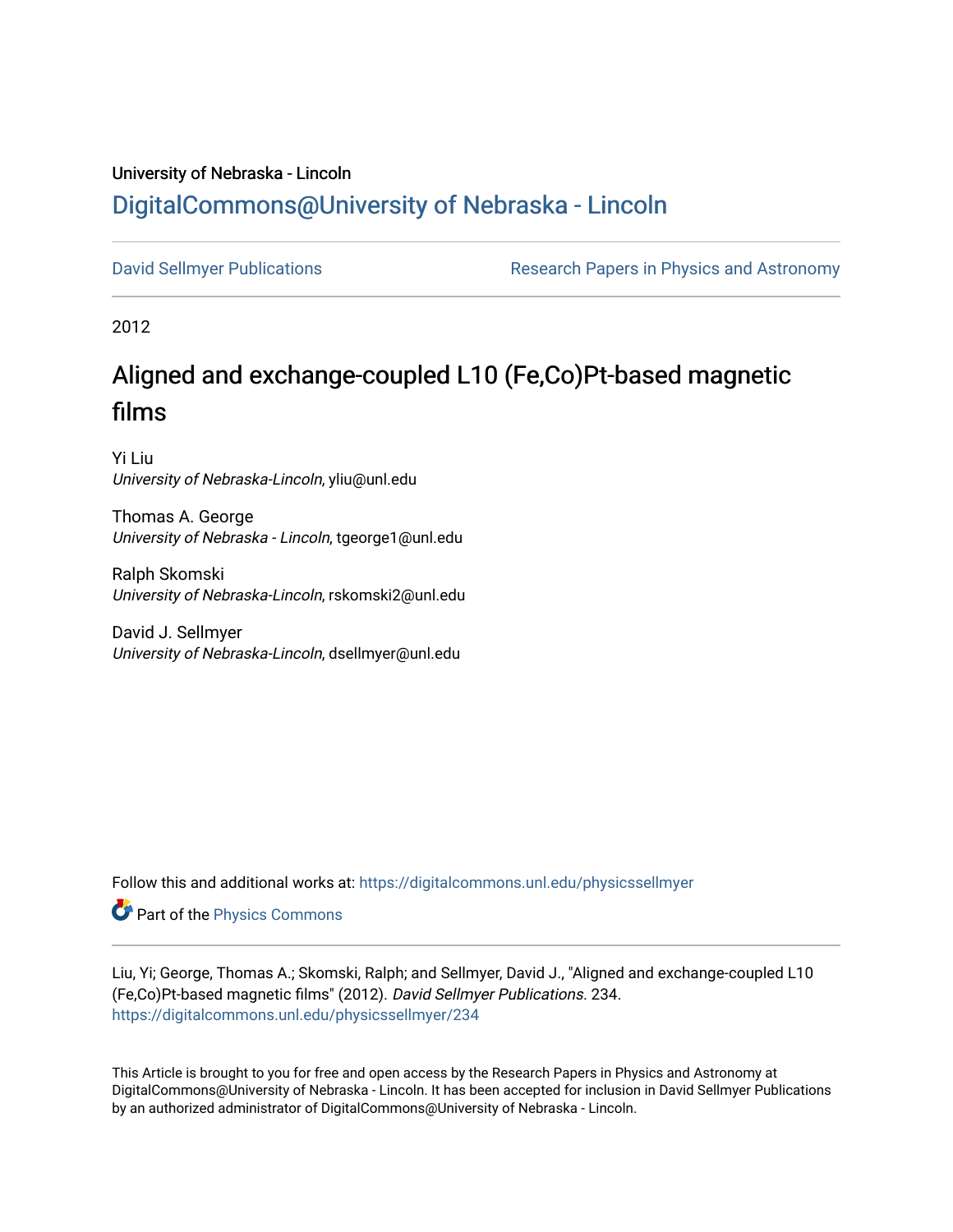University of Nebraska - Lincoln

## DigitalCommons@University of Nebraska - Lincoln

David Sellmyer Publications | Research Papers in Physics and Astronomy

2012

# Aligned and exchange-coupled L10 (Fe,Co)Pt-based magnetic films

Yi Liu
*University of Nebraska-Lincoln*, yliu@unl.edu

Thomas A. George
*University of Nebraska - Lincoln*, tgeorge1@unl.edu

Ralph Skomski
*University of Nebraska-Lincoln*, rskomski2@unl.edu

David J. Sellmyer
*University of Nebraska-Lincoln*, dsellmyer@unl.edu

Follow this and additional works at: https://digitalcommons.unl.edu/physicssellmyer

Part of the Physics Commons

Liu, Yi; George, Thomas A.; Skomski, Ralph; and Sellmyer, David J., "Aligned and exchange-coupled L10 (Fe,Co)Pt-based magnetic films" (2012). *David Sellmyer Publications*. 234.
https://digitalcommons.unl.edu/physicssellmyer/234

This Article is brought to you for free and open access by the Research Papers in Physics and Astronomy at DigitalCommons@University of Nebraska - Lincoln. It has been accepted for inclusion in David Sellmyer Publications by an authorized administrator of DigitalCommons@University of Nebraska - Lincoln.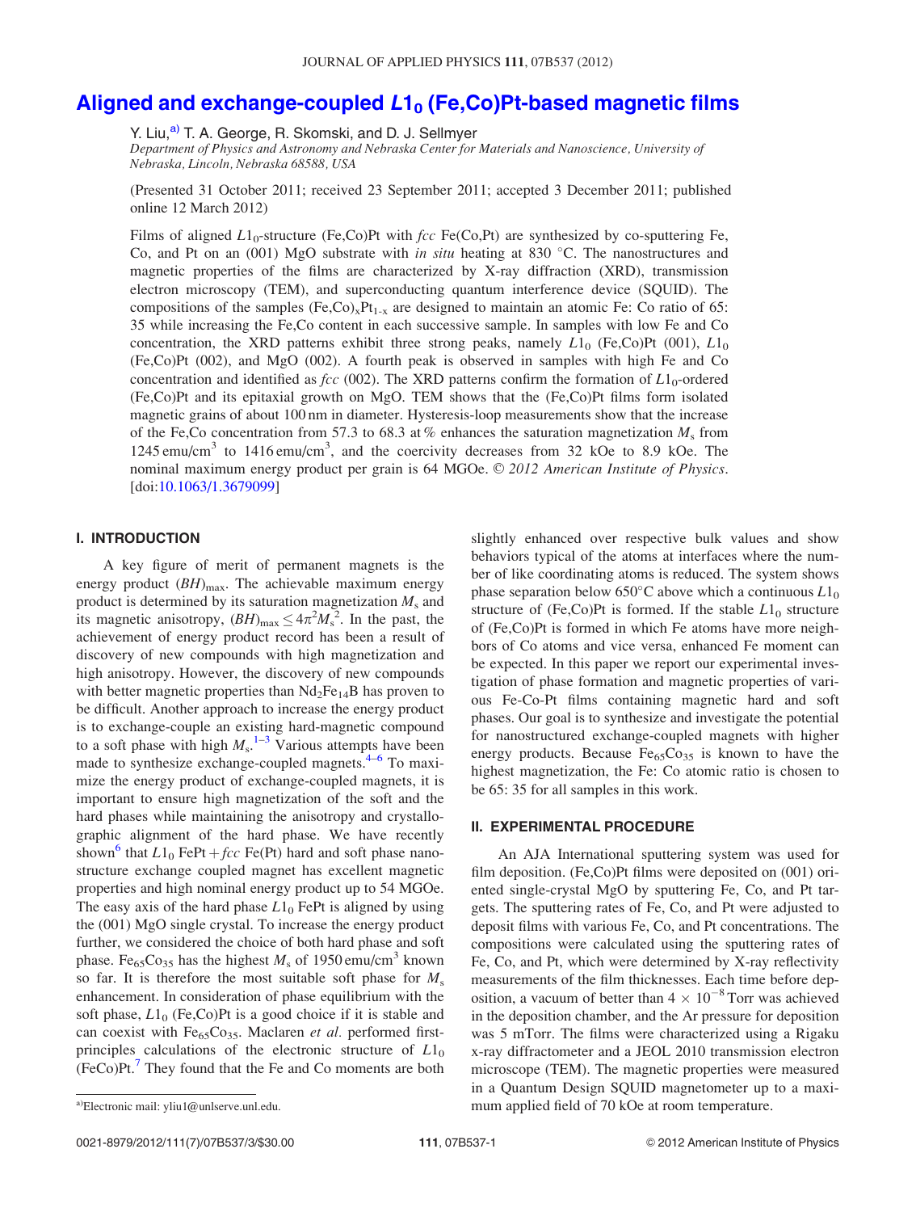# Aligned and exchange-coupled $L1_0$ (Fe,Co)Pt-based magnetic films

Y. Liu,[a)] T. A. George, R. Skomski, and D. J. Sellmyer

*Department of Physics and Astronomy and Nebraska Center for Materials and Nanoscience, University of Nebraska, Lincoln, Nebraska 68588, USA*

(Presented 31 October 2011; received 23 September 2011; accepted 3 December 2011; published online 12 March 2012)

Films of aligned $L1_0$-structure (Fe,Co)Pt with *fcc* Fe(Co,Pt) are synthesized by co-sputtering Fe, Co, and Pt on an (001) MgO substrate with *in situ* heating at 830 °C. The nanostructures and magnetic properties of the films are characterized by X-ray diffraction (XRD), transmission electron microscopy (TEM), and superconducting quantum interference device (SQUID). The compositions of the samples $(Fe,Co)_xPt_{1-x}$ are designed to maintain an atomic Fe: Co ratio of 65: 35 while increasing the Fe,Co content in each successive sample. In samples with low Fe and Co concentration, the XRD patterns exhibit three strong peaks, namely $L1_0$ (Fe,Co)Pt (001), $L1_0$ (Fe,Co)Pt (002), and MgO (002). A fourth peak is observed in samples with high Fe and Co concentration and identified as *fcc* (002). The XRD patterns confirm the formation of $L1_0$-ordered (Fe,Co)Pt and its epitaxial growth on MgO. TEM shows that the (Fe,Co)Pt films form isolated magnetic grains of about 100 nm in diameter. Hysteresis-loop measurements show that the increase of the Fe,Co concentration from 57.3 to 68.3 at % enhances the saturation magnetization $M_s$ from 1245 emu/cm$^3$ to 1416 emu/cm$^3$, and the coercivity decreases from 32 kOe to 8.9 kOe. The nominal maximum energy product per grain is 64 MGOe. *© 2012 American Institute of Physics*. [doi:10.1063/1.3679099]

## I. INTRODUCTION

A key figure of merit of permanent magnets is the energy product $(BH)_{max}$. The achievable maximum energy product is determined by its saturation magnetization $M_s$ and its magnetic anisotropy, $(BH)_{max} \leq 4\pi^2 M_s^2$. In the past, the achievement of energy product record has been a result of discovery of new compounds with high magnetization and high anisotropy. However, the discovery of new compounds with better magnetic properties than $Nd_2Fe_{14}B$ has proven to be difficult. Another approach to increase the energy product is to exchange-couple an existing hard-magnetic compound to a soft phase with high $M_s$.[1–3] Various attempts have been made to synthesize exchange-coupled magnets.[4–6] To maximize the energy product of exchange-coupled magnets, it is important to ensure high magnetization of the soft and the hard phases while maintaining the anisotropy and crystallographic alignment of the hard phase. We have recently shown[6] that $L1_0$ FePt + *fcc* Fe(Pt) hard and soft phase nanostructure exchange coupled magnet has excellent magnetic properties and high nominal energy product up to 54 MGOe. The easy axis of the hard phase $L1_0$ FePt is aligned by using the (001) MgO single crystal. To increase the energy product further, we considered the choice of both hard phase and soft phase. $Fe_{65}Co_{35}$ has the highest $M_s$ of 1950 emu/cm$^3$ known so far. It is therefore the most suitable soft phase for $M_s$ enhancement. In consideration of phase equilibrium with the soft phase, $L1_0$ (Fe,Co)Pt is a good choice if it is stable and can coexist with $Fe_{65}Co_{35}$. Maclaren *et al.* performed first-principles calculations of the electronic structure of $L1_0$ (FeCo)Pt.[7] They found that the Fe and Co moments are both slightly enhanced over respective bulk values and show behaviors typical of the atoms at interfaces where the number of like coordinating atoms is reduced. The system shows phase separation below 650°C above which a continuous $L1_0$ structure of (Fe,Co)Pt is formed. If the stable $L1_0$ structure of (Fe,Co)Pt is formed in which Fe atoms have more neighbors of Co atoms and vice versa, enhanced Fe moment can be expected. In this paper we report our experimental investigation of phase formation and magnetic properties of various Fe-Co-Pt films containing magnetic hard and soft phases. Our goal is to synthesize and investigate the potential for nanostructured exchange-coupled magnets with higher energy products. Because $Fe_{65}Co_{35}$ is known to have the highest magnetization, the Fe: Co atomic ratio is chosen to be 65: 35 for all samples in this work.

## II. EXPERIMENTAL PROCEDURE

An AJA International sputtering system was used for film deposition. (Fe,Co)Pt films were deposited on (001) oriented single-crystal MgO by sputtering Fe, Co, and Pt targets. The sputtering rates of Fe, Co, and Pt were adjusted to deposit films with various Fe, Co, and Pt concentrations. The compositions were calculated using the sputtering rates of Fe, Co, and Pt, which were determined by X-ray reflectivity measurements of the film thicknesses. Each time before deposition, a vacuum of better than $4 \times 10^{-8}$ Torr was achieved in the deposition chamber, and the Ar pressure for deposition was 5 mTorr. The films were characterized using a Rigaku x-ray diffractometer and a JEOL 2010 transmission electron microscope (TEM). The magnetic properties were measured in a Quantum Design SQUID magnetometer up to a maximum applied field of 70 kOe at room temperature.

[a)]Electronic mail: yliu1@unlserve.unl.edu.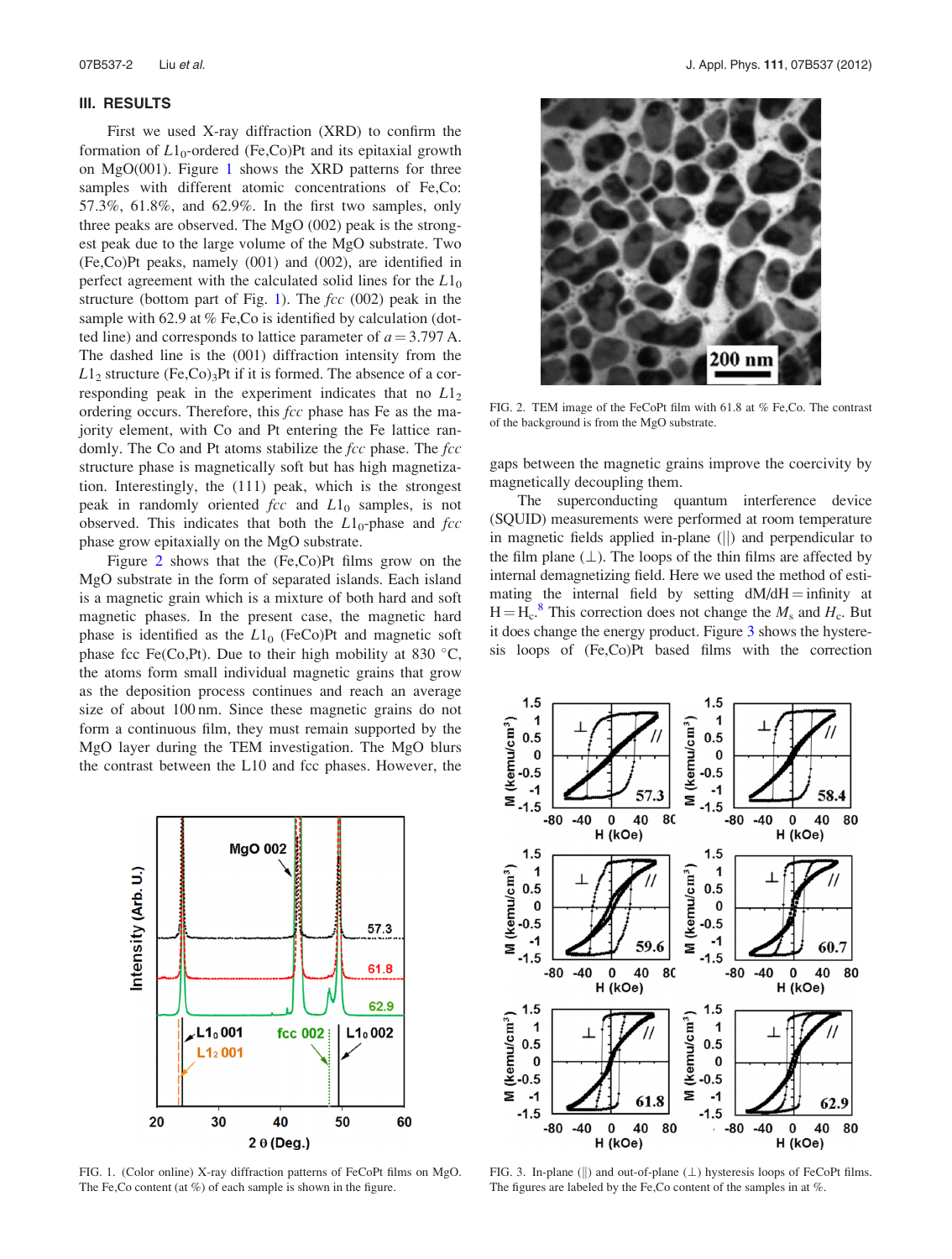## III. RESULTS

First we used X-ray diffraction (XRD) to confirm the formation of $L1_0$-ordered (Fe,Co)Pt and its epitaxial growth on MgO(001). Figure 1 shows the XRD patterns for three samples with different atomic concentrations of Fe,Co: 57.3%, 61.8%, and 62.9%. In the first two samples, only three peaks are observed. The MgO (002) peak is the strongest peak due to the large volume of the MgO substrate. Two (Fe,Co)Pt peaks, namely (001) and (002), are identified in perfect agreement with the calculated solid lines for the $L1_0$ structure (bottom part of Fig. 1). The *fcc* (002) peak in the sample with 62.9 at % Fe,Co is identified by calculation (dotted line) and corresponds to lattice parameter of $a = 3.797$ A. The dashed line is the (001) diffraction intensity from the $L1_2$ structure $(Fe,Co)_3Pt$ if it is formed. The absence of a corresponding peak in the experiment indicates that no $L1_2$ ordering occurs. Therefore, this *fcc* phase has Fe as the majority element, with Co and Pt entering the Fe lattice randomly. The Co and Pt atoms stabilize the *fcc* phase. The *fcc* structure phase is magnetically soft but has high magnetization. Interestingly, the (111) peak, which is the strongest peak in randomly oriented *fcc* and $L1_0$ samples, is not observed. This indicates that both the $L1_0$-phase and *fcc* phase grow epitaxially on the MgO substrate.

Figure 2 shows that the (Fe,Co)Pt films grow on the MgO substrate in the form of separated islands. Each island is a magnetic grain which is a mixture of both hard and soft magnetic phases. In the present case, the magnetic hard phase is identified as the $L1_0$ (FeCo)Pt and magnetic soft phase fcc Fe(Co,Pt). Due to their high mobility at 830 °C, the atoms form small individual magnetic grains that grow as the deposition process continues and reach an average size of about 100 nm. Since these magnetic grains do not form a continuous film, they must remain supported by the MgO layer during the TEM investigation. The MgO blurs the contrast between the L10 and fcc phases. However, the gaps between the magnetic grains improve the coercivity by magnetically decoupling them.

FIG. 2. TEM image of the FeCoPt film with 61.8 at % Fe,Co. The contrast of the background is from the MgO substrate.

The superconducting quantum interference device (SQUID) measurements were performed at room temperature in magnetic fields applied in-plane (||) and perpendicular to the film plane (⊥). The loops of the thin films are affected by internal demagnetizing field. Here we used the method of estimating the internal field by setting dM/dH = infinity at $H = H_c$.[8] This correction does not change the $M_s$ and $H_c$. But it does change the energy product. Figure 3 shows the hysteresis loops of (Fe,Co)Pt based films with the correction

FIG. 1. (Color online) X-ray diffraction patterns of FeCoPt films on MgO. The Fe,Co content (at %) of each sample is shown in the figure.

FIG. 3. In-plane (||) and out-of-plane (⊥) hysteresis loops of FeCoPt films. The figures are labeled by the Fe,Co content of the samples in at %.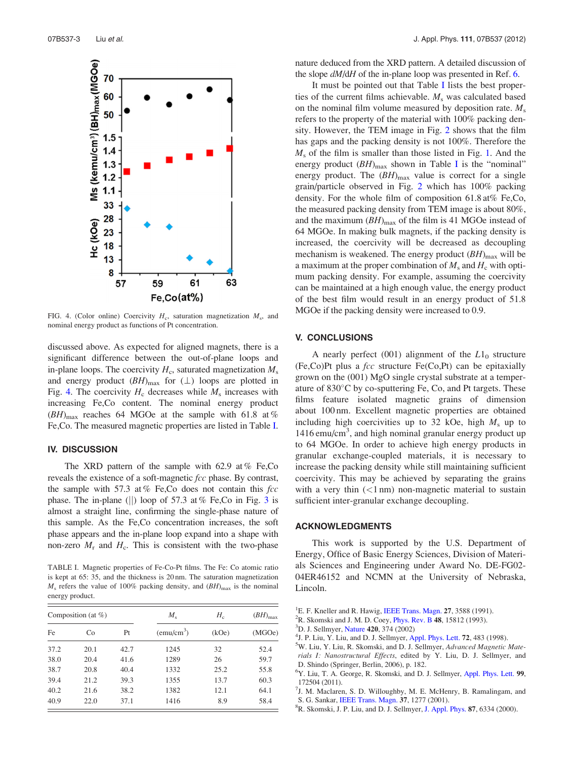70
60
50
1.5
1.4
1.3
1.2
1.1
33
28
23
18
13
8
57
59
61
63
Fe,Co(at%)
Hc (kOe)
Ms (kemu/cm³) (BH)max (MGOe)

FIG. 4. (Color online) Coercivity $H_c$, saturation magnetization $M_s$, and nominal energy product as functions of Pt concentration.

discussed above. As expected for aligned magnets, there is a significant difference between the out-of-plane loops and in-plane loops. The coercivity $H_c$, saturated magnetization $M_s$ and energy product $(BH)_{max}$ for (⊥) loops are plotted in Fig. 4. The coercivity $H_c$ decreases while $M_s$ increases with increasing Fe,Co content. The nominal energy product $(BH)_{max}$ reaches 64 MGOe at the sample with 61.8 at% Fe,Co. The measured magnetic properties are listed in Table I.

## IV. DISCUSSION

The XRD pattern of the sample with 62.9 at% Fe,Co reveals the existence of a soft-magnetic *fcc* phase. By contrast, the sample with 57.3 at% Fe,Co does not contain this *fcc* phase. The in-plane (||) loop of 57.3 at% Fe,Co in Fig. 3 is almost a straight line, confirming the single-phase nature of this sample. As the Fe,Co concentration increases, the soft phase appears and the in-plane loop expand into a shape with non-zero $M_r$ and $H_c$. This is consistent with the two-phase nature deduced from the XRD pattern. A detailed discussion of the slope $dM/dH$ of the in-plane loop was presented in Ref. 6.

TABLE I. Magnetic properties of Fe-Co-Pt films. The Fe: Co atomic ratio is kept at 65: 35, and the thickness is 20 nm. The saturation magnetization $M_s$ refers the value of 100% packing density, and $(BH)_{max}$ is the nominal energy product.

| Composition (at %) | | | $M_s$ | $H_c$ | $(BH)_{max}$ |
|---|---|---|---|---|---|
| Fe | Co | Pt | (emu/cm$^3$) | (kOe) | (MGOe) |
| 37.2 | 20.1 | 42.7 | 1245 | 32 | 52.4 |
| 38.0 | 20.4 | 41.6 | 1289 | 26 | 59.7 |
| 38.7 | 20.8 | 40.4 | 1332 | 25.2 | 55.8 |
| 39.4 | 21.2 | 39.3 | 1355 | 13.7 | 60.3 |
| 40.2 | 21.6 | 38.2 | 1382 | 12.1 | 64.1 |
| 40.9 | 22.0 | 37.1 | 1416 | 8.9 | 58.4 |

It must be pointed out that Table I lists the best properties of the current films achievable. $M_s$ was calculated based on the nominal film volume measured by deposition rate. $M_s$ refers to the property of the material with 100% packing density. However, the TEM image in Fig. 2 shows that the film has gaps and the packing density is not 100%. Therefore the $M_s$ of the film is smaller than those listed in Fig. 1. And the energy product $(BH)_{max}$ shown in Table I is the "nominal" energy product. The $(BH)_{max}$ value is correct for a single grain/particle observed in Fig. 2 which has 100% packing density. For the whole film of composition 61.8 at% Fe,Co, the measured packing density from TEM image is about 80%, and the maximum $(BH)_{max}$ of the film is 41 MGOe instead of 64 MGOe. In making bulk magnets, if the packing density is increased, the coercivity will be decreased as decoupling mechanism is weakened. The energy product $(BH)_{max}$ will be a maximum at the proper combination of $M_s$ and $H_c$ with optimum packing density. For example, assuming the coercivity can be maintained at a high enough value, the energy product of the best film would result in an energy product of 51.8 MGOe if the packing density were increased to 0.9.

## V. CONCLUSIONS

A nearly perfect (001) alignment of the $L1_0$ structure (Fe,Co)Pt plus a *fcc* structure Fe(Co,Pt) can be epitaxially grown on the (001) MgO single crystal substrate at a temperature of 830°C by co-sputtering Fe, Co, and Pt targets. These films feature isolated magnetic grains of dimension about 100 nm. Excellent magnetic properties are obtained including high coercivities up to 32 kOe, high $M_s$ up to 1416 emu/cm$^3$, and high nominal granular energy product up to 64 MGOe. In order to achieve high energy products in granular exchange-coupled materials, it is necessary to increase the packing density while still maintaining sufficient coercivity. This may be achieved by separating the grains with a very thin (<1 nm) non-magnetic material to sustain sufficient inter-granular exchange decoupling.

## ACKNOWLEDGMENTS

This work is supported by the U.S. Department of Energy, Office of Basic Energy Sciences, Division of Materials Sciences and Engineering under Award No. DE-FG02-04ER46152 and NCMN at the University of Nebraska, Lincoln.

[1] E. F. Kneller and R. Hawig, IEEE Trans. Magn. **27**, 3588 (1991).
[2] R. Skomski and J. M. D. Coey, Phys. Rev. B **48**, 15812 (1993).
[3] D. J. Sellmyer, Nature **420**, 374 (2002)
[4] J. P. Liu, Y. Liu, and D. J. Sellmyer, Appl. Phys. Lett. **72**, 483 (1998).
[5] W. Liu, Y. Liu, R. Skomski, and D. J. Sellmyer, *Advanced Magnetic Materials I: Nanostructural Effects*, edited by Y. Liu, D. J. Sellmyer, and D. Shindo (Springer, Berlin, 2006), p. 182.
[6] Y. Liu, T. A. George, R. Skomski, and D. J. Sellmyer, Appl. Phys. Lett. **99**, 172504 (2011).
[7] J. M. Maclaren, S. D. Willoughby, M. E. McHenry, B. Ramalingam, and S. G. Sankar, IEEE Trans. Magn. **37**, 1277 (2001).
[8] R. Skomski, J. P. Liu, and D. J. Sellmyer, J. Appl. Phys. **87**, 6334 (2000).